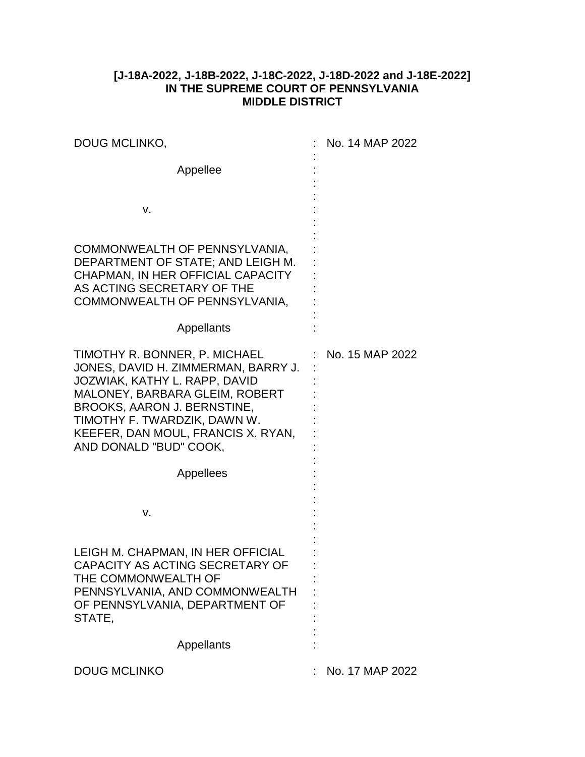**[J-18A-2022, J-18B-2022, J-18C-2022, J-18D-2022 and J-18E-2022]**
**IN THE SUPREME COURT OF PENNSYLVANIA**
**MIDDLE DISTRICT**

| | |
|---|---|
| DOUG MCLINKO,<br><br>Appellee<br><br>v.<br><br>COMMONWEALTH OF PENNSYLVANIA, DEPARTMENT OF STATE; AND LEIGH M. CHAPMAN, IN HER OFFICIAL CAPACITY AS ACTING SECRETARY OF THE COMMONWEALTH OF PENNSYLVANIA,<br><br>Appellants | No. 14 MAP 2022 |
| TIMOTHY R. BONNER, P. MICHAEL JONES, DAVID H. ZIMMERMAN, BARRY J. JOZWIAK, KATHY L. RAPP, DAVID MALONEY, BARBARA GLEIM, ROBERT BROOKS, AARON J. BERNSTINE, TIMOTHY F. TWARDZIK, DAWN W. KEEFER, DAN MOUL, FRANCIS X. RYAN, AND DONALD "BUD" COOK,<br><br>Appellees<br><br>v.<br><br>LEIGH M. CHAPMAN, IN HER OFFICIAL CAPACITY AS ACTING SECRETARY OF THE COMMONWEALTH OF PENNSYLVANIA, AND COMMONWEALTH OF PENNSYLVANIA, DEPARTMENT OF STATE,<br><br>Appellants | No. 15 MAP 2022 |
| DOUG MCLINKO | No. 17 MAP 2022 |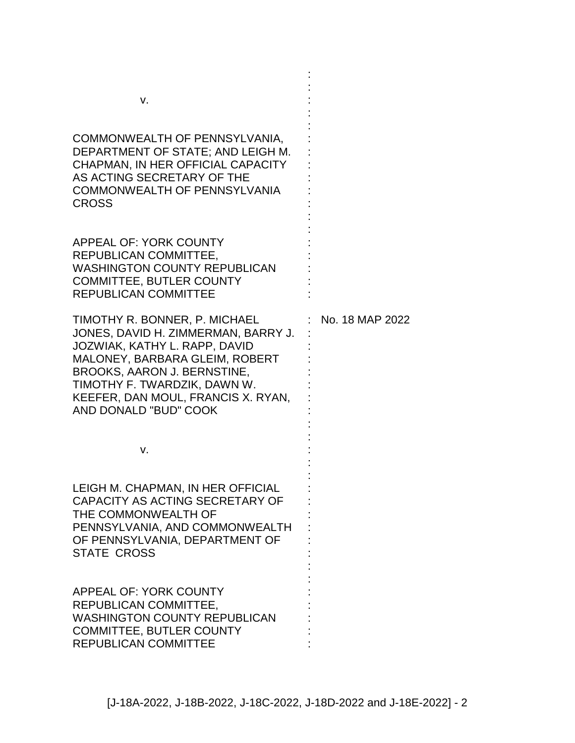v.

COMMONWEALTH OF PENNSYLVANIA, DEPARTMENT OF STATE; AND LEIGH M. CHAPMAN, IN HER OFFICIAL CAPACITY AS ACTING SECRETARY OF THE COMMONWEALTH OF PENNSYLVANIA CROSS

APPEAL OF: YORK COUNTY REPUBLICAN COMMITTEE, WASHINGTON COUNTY REPUBLICAN COMMITTEE, BUTLER COUNTY REPUBLICAN COMMITTEE

TIMOTHY R. BONNER, P. MICHAEL JONES, DAVID H. ZIMMERMAN, BARRY J. JOZWIAK, KATHY L. RAPP, DAVID MALONEY, BARBARA GLEIM, ROBERT BROOKS, AARON J. BERNSTINE, TIMOTHY F. TWARDZIK, DAWN W. KEEFER, DAN MOUL, FRANCIS X. RYAN, AND DONALD "BUD" COOK

No. 18 MAP 2022

v.

LEIGH M. CHAPMAN, IN HER OFFICIAL CAPACITY AS ACTING SECRETARY OF THE COMMONWEALTH OF PENNSYLVANIA, AND COMMONWEALTH OF PENNSYLVANIA, DEPARTMENT OF STATE CROSS

APPEAL OF: YORK COUNTY REPUBLICAN COMMITTEE, WASHINGTON COUNTY REPUBLICAN COMMITTEE, BUTLER COUNTY REPUBLICAN COMMITTEE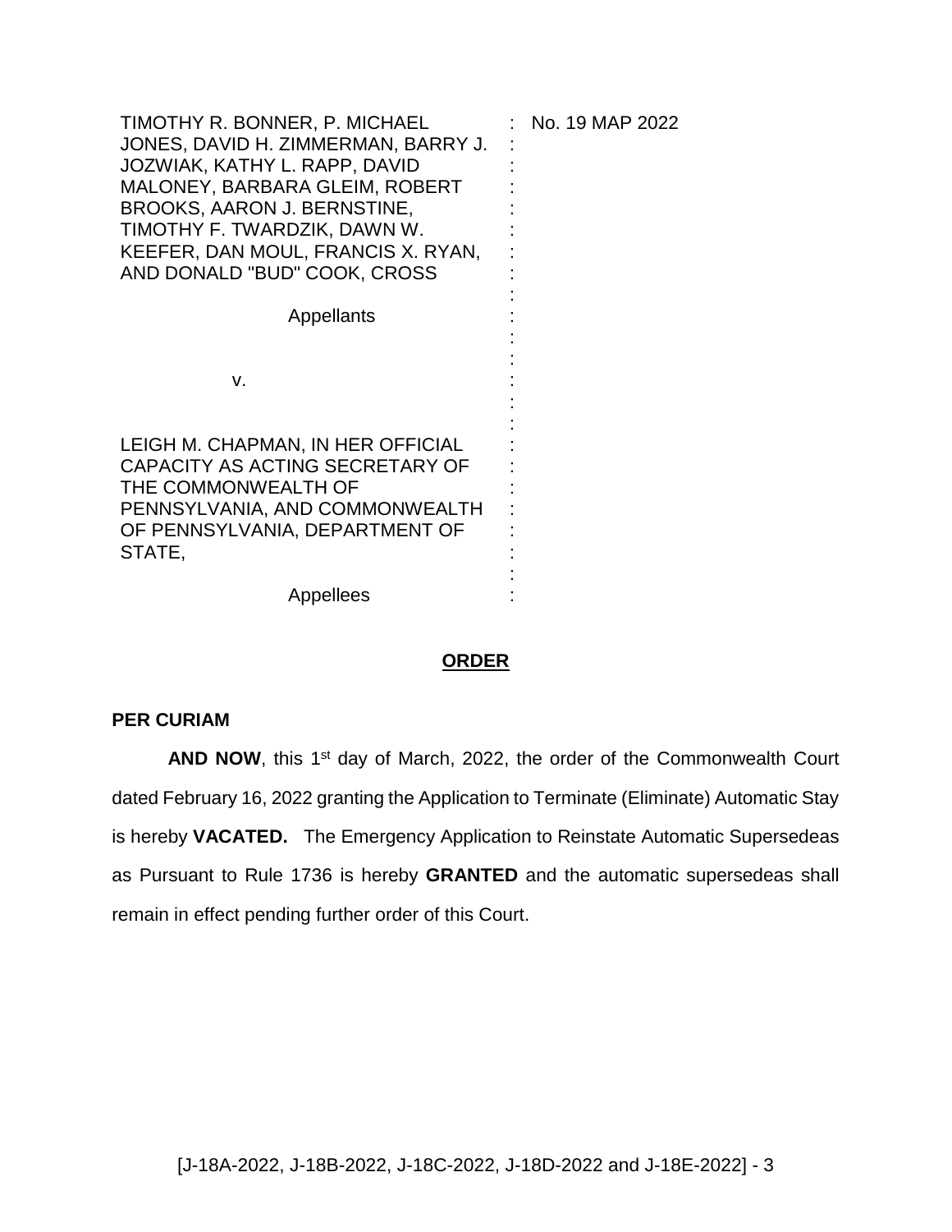TIMOTHY R. BONNER, P. MICHAEL JONES, DAVID H. ZIMMERMAN, BARRY J. JOZWIAK, KATHY L. RAPP, DAVID MALONEY, BARBARA GLEIM, ROBERT BROOKS, AARON J. BERNSTINE, TIMOTHY F. TWARDZIK, DAWN W. KEEFER, DAN MOUL, FRANCIS X. RYAN, AND DONALD "BUD" COOK, CROSS

Appellants

v.

LEIGH M. CHAPMAN, IN HER OFFICIAL CAPACITY AS ACTING SECRETARY OF THE COMMONWEALTH OF PENNSYLVANIA, AND COMMONWEALTH OF PENNSYLVANIA, DEPARTMENT OF STATE,

Appellees

: No. 19 MAP 2022

## ORDER

**PER CURIAM**

**AND NOW**, this 1st day of March, 2022, the order of the Commonwealth Court dated February 16, 2022 granting the Application to Terminate (Eliminate) Automatic Stay is hereby **VACATED.** The Emergency Application to Reinstate Automatic Supersedeas as Pursuant to Rule 1736 is hereby **GRANTED** and the automatic supersedeas shall remain in effect pending further order of this Court.